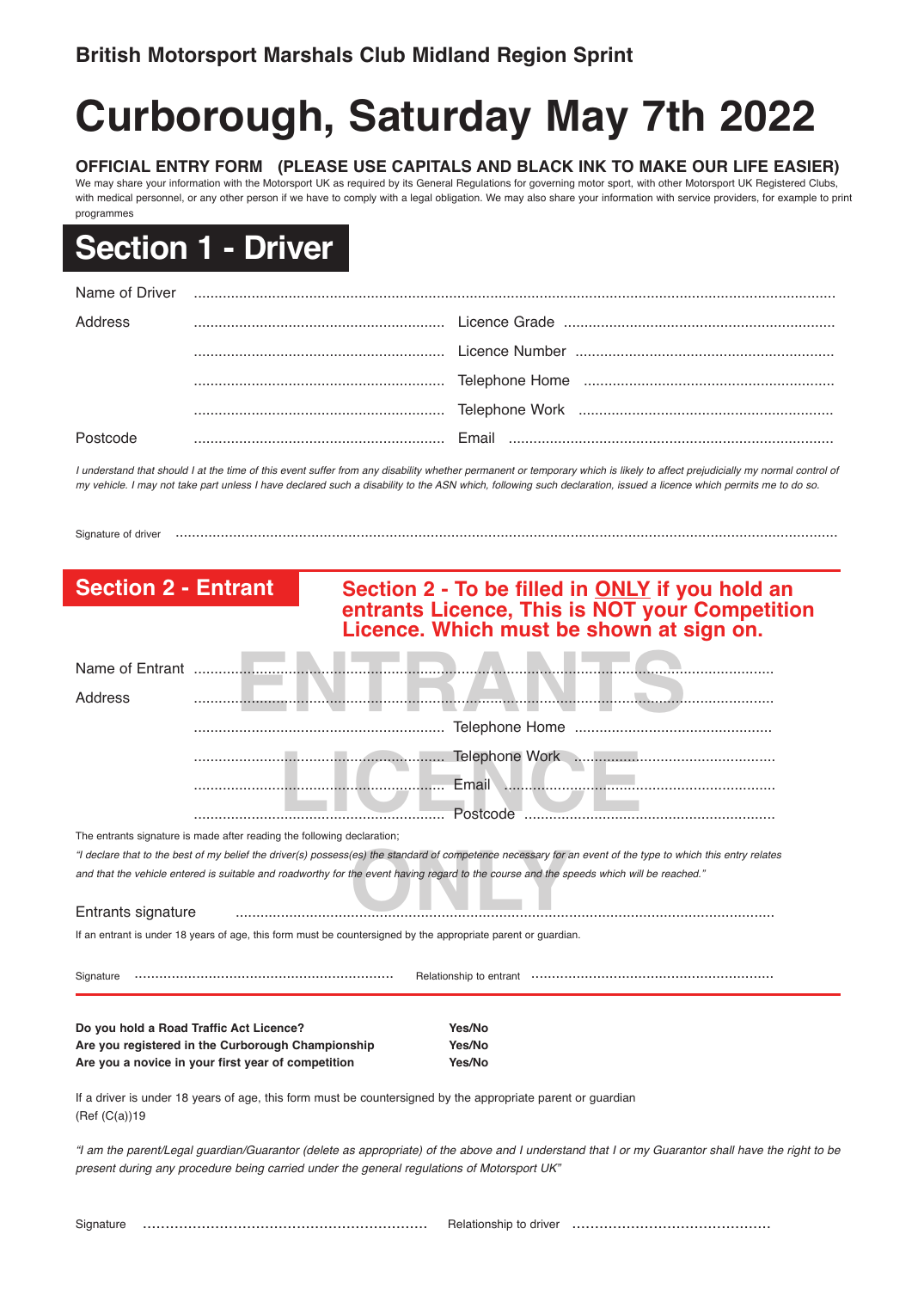**British Motorsport Marshals Club Midland Region Sprint**

# Curborough, Saturday May 7th 2022

**OFFICIAL ENTRY FORM (PLEASE USE CAPITALS AND BLACK INK TO MAKE OUR LIFE EASIER)**

We may share your information with the Motorsport UK as required by its General Regulations for governing motor sport, with other Motorsport UK Registered Clubs, with medical personnel, or any other person if we have to comply with a legal obligation. We may also share your information with service providers, for example to print programmes

## Section 1 - Driver

Name of Driver ..........................................................................................................

Address ............................................................ Licence Grade ..................................................

............................................................ Licence Number ..................................................

............................................................ Telephone Home ..................................................

............................................................ Telephone Work ..................................................

Postcode ............................................................ Email ..................................................

*I understand that should I at the time of this event suffer from any disability whether permanent or temporary which is likely to affect prejudicially my normal control of my vehicle. I may not take part unless I have declared such a disability to the ASN which, following such declaration, issued a licence which permits me to do so.*

Signature of driver ..........................................................................................................

## Section 2 - Entrant

**Section 2 - To be filled in ONLY if you hold an entrants Licence, This is NOT your Competition Licence. Which must be shown at sign on.**

ENTRANTS LICENCE ONLY

Name of Entrant ..........................................................................................................

Address ..........................................................................................................

............................................................ Telephone Home ..................................................

............................................................ Telephone Work ..................................................

............................................................ Email ..................................................

............................................................ Postcode ..................................................

The entrants signature is made after reading the following declaration;

*"I declare that to the best of my belief the driver(s) possess(es) the standard of competence necessary for an event of the type to which this entry relates and that the vehicle entered is suitable and roadworthy for the event having regard to the course and the speeds which will be reached."*

Entrants signature ..........................................................................................................

If an entrant is under 18 years of age, this form must be countersigned by the appropriate parent or guardian.

Signature ............................................................ Relationship to entrant ..................................................

| | |
|---|---|
| **Do you hold a Road Traffic Act Licence?** | **Yes/No** |
| **Are you registered in the Curborough Championship** | **Yes/No** |
| **Are you a novice in your first year of competition** | **Yes/No** |

If a driver is under 18 years of age, this form must be countersigned by the appropriate parent or guardian (Ref (C(a))19

*"I am the parent/Legal guardian/Guarantor (delete as appropriate) of the above and I understand that I or my Guarantor shall have the right to be present during any procedure being carried under the general regulations of Motorsport UK"*

Signature ............................................................ Relationship to driver ..................................................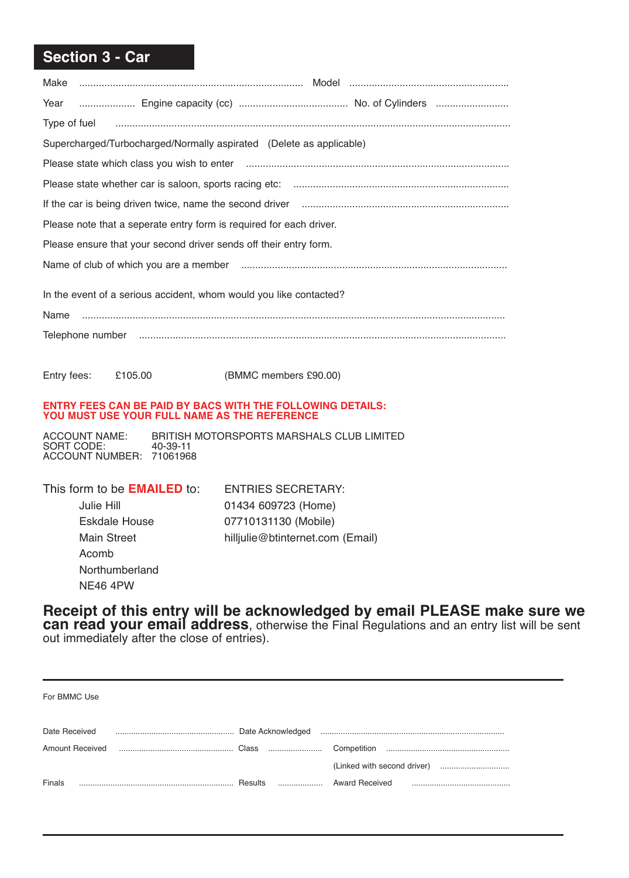## Section 3 - Car

Make ................................................................................ Model ........................................................

Year .................... Engine capacity (cc) ...................................... No. of Cylinders ..........................

Type of fuel ..........................................................................................................................................

Supercharged/Turbocharged/Normally aspirated (Delete as applicable)

Please state which class you wish to enter .............................................................................................

Please state whether car is saloon, sports racing etc: ............................................................................

If the car is being driven twice, name the second driver .........................................................................

Please note that a seperate entry form is required for each driver.

Please ensure that your second driver sends off their entry form.

Name of club of which you are a member ..............................................................................................

In the event of a serious accident, whom would you like contacted?

Name .....................................................................................................................................................

Telephone number .................................................................................................................................

Entry fees: £105.00 (BMMC members £90.00)

**ENTRY FEES CAN BE PAID BY BACS WITH THE FOLLOWING DETAILS:**
**YOU MUST USE YOUR FULL NAME AS THE REFERENCE**

ACCOUNT NAME: BRITISH MOTORSPORTS MARSHALS CLUB LIMITED
SORT CODE: 40-39-11
ACCOUNT NUMBER: 71061968

This form to be **EMAILED** to:

Julie Hill
Eskdale House
Main Street
Acomb
Northumberland
NE46 4PW

ENTRIES SECRETARY:
01434 609723 (Home)
07710131130 (Mobile)
hilljulie@btinternet.com (Email)

**Receipt of this entry will be acknowledged by email PLEASE make sure we can read your email address**, otherwise the Final Regulations and an entry list will be sent out immediately after the close of entries).

---

For BMMC Use

Date Received ...................................................... Date Acknowledged ...............................................................................

Amount Received .................................................. Class ........................ Competition ......................................................

(Linked with second driver) ...............................

Finals .................................................................... Results .................... Award Received ...........................................

---